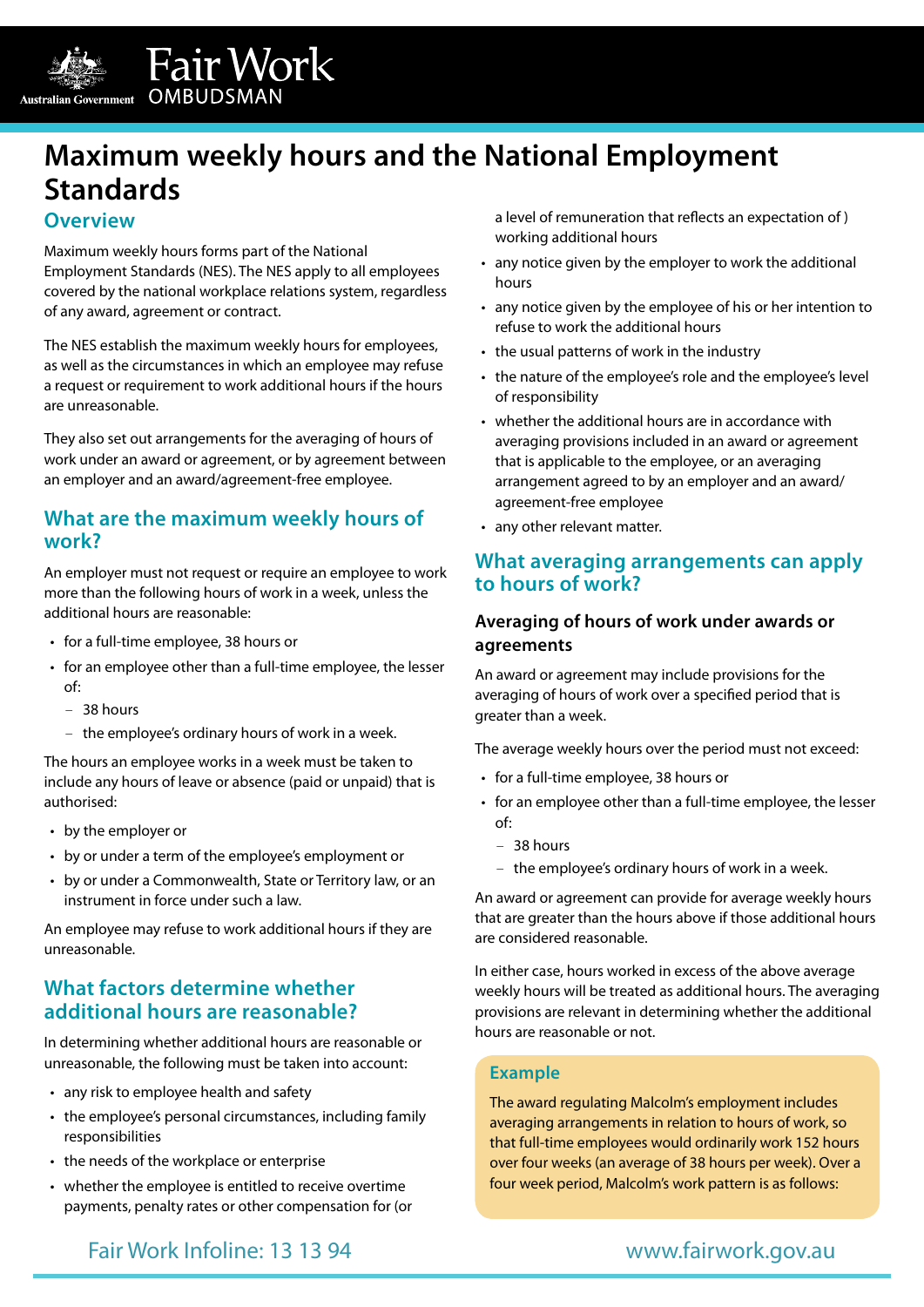# Maximum weekly hours and the National Employment Standards

## Overview

Maximum weekly hours forms part of the National Employment Standards (NES). The NES apply to all employees covered by the national workplace relations system, regardless of any award, agreement or contract.

The NES establish the maximum weekly hours for employees, as well as the circumstances in which an employee may refuse a request or requirement to work additional hours if the hours are unreasonable.

They also set out arrangements for the averaging of hours of work under an award or agreement, or by agreement between an employer and an award/agreement-free employee.

## What are the maximum weekly hours of work?

An employer must not request or require an employee to work more than the following hours of work in a week, unless the additional hours are reasonable:

- for a full-time employee, 38 hours or
- for an employee other than a full-time employee, the lesser of:
  - 38 hours
  - the employee's ordinary hours of work in a week.

The hours an employee works in a week must be taken to include any hours of leave or absence (paid or unpaid) that is authorised:

- by the employer or
- by or under a term of the employee's employment or
- by or under a Commonwealth, State or Territory law, or an instrument in force under such a law.

An employee may refuse to work additional hours if they are unreasonable.

## What factors determine whether additional hours are reasonable?

In determining whether additional hours are reasonable or unreasonable, the following must be taken into account:

- any risk to employee health and safety
- the employee's personal circumstances, including family responsibilities
- the needs of the workplace or enterprise
- whether the employee is entitled to receive overtime payments, penalty rates or other compensation for (or a level of remuneration that reflects an expectation of ) working additional hours
- any notice given by the employer to work the additional hours
- any notice given by the employee of his or her intention to refuse to work the additional hours
- the usual patterns of work in the industry
- the nature of the employee's role and the employee's level of responsibility
- whether the additional hours are in accordance with averaging provisions included in an award or agreement that is applicable to the employee, or an averaging arrangement agreed to by an employer and an award/agreement-free employee
- any other relevant matter.

## What averaging arrangements can apply to hours of work?

### Averaging of hours of work under awards or agreements

An award or agreement may include provisions for the averaging of hours of work over a specified period that is greater than a week.

The average weekly hours over the period must not exceed:

- for a full-time employee, 38 hours or
- for an employee other than a full-time employee, the lesser of:
  - 38 hours
  - the employee's ordinary hours of work in a week.

An award or agreement can provide for average weekly hours that are greater than the hours above if those additional hours are considered reasonable.

In either case, hours worked in excess of the above average weekly hours will be treated as additional hours. The averaging provisions are relevant in determining whether the additional hours are reasonable or not.

> **Example**
>
> The award regulating Malcolm's employment includes averaging arrangements in relation to hours of work, so that full-time employees would ordinarily work 152 hours over four weeks (an average of 38 hours per week). Over a four week period, Malcolm's work pattern is as follows: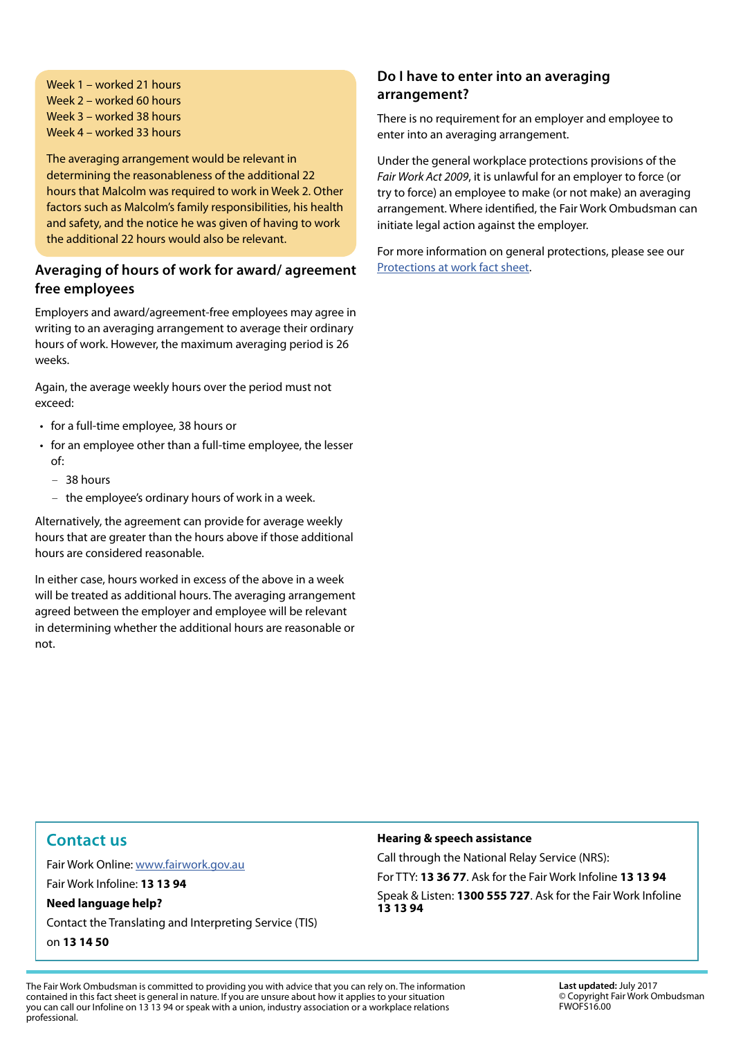Week 1 – worked 21 hours
Week 2 – worked 60 hours
Week 3 – worked 38 hours
Week 4 – worked 33 hours

The averaging arrangement would be relevant in determining the reasonableness of the additional 22 hours that Malcolm was required to work in Week 2. Other factors such as Malcolm's family responsibilities, his health and safety, and the notice he was given of having to work the additional 22 hours would also be relevant.

## Averaging of hours of work for award/ agreement free employees

Employers and award/agreement-free employees may agree in writing to an averaging arrangement to average their ordinary hours of work. However, the maximum averaging period is 26 weeks.

Again, the average weekly hours over the period must not exceed:

- for a full-time employee, 38 hours or
- for an employee other than a full-time employee, the lesser of:
  - 38 hours
  - the employee's ordinary hours of work in a week.

Alternatively, the agreement can provide for average weekly hours that are greater than the hours above if those additional hours are considered reasonable.

In either case, hours worked in excess of the above in a week will be treated as additional hours. The averaging arrangement agreed between the employer and employee will be relevant in determining whether the additional hours are reasonable or not.

## Do I have to enter into an averaging arrangement?

There is no requirement for an employer and employee to enter into an averaging arrangement.

Under the general workplace protections provisions of the *Fair Work Act 2009*, it is unlawful for an employer to force (or try to force) an employee to make (or not make) an averaging arrangement. Where identified, the Fair Work Ombudsman can initiate legal action against the employer.

For more information on general protections, please see our Protections at work fact sheet.

## Contact us

Fair Work Online: www.fairwork.gov.au

Fair Work Infoline: **13 13 94**

**Need language help?**

Contact the Translating and Interpreting Service (TIS) on **13 14 50**

**Hearing & speech assistance**

Call through the National Relay Service (NRS):

For TTY: **13 36 77**. Ask for the Fair Work Infoline **13 13 94**

Speak & Listen: **1300 555 727**. Ask for the Fair Work Infoline **13 13 94**

The Fair Work Ombudsman is committed to providing you with advice that you can rely on. The information contained in this fact sheet is general in nature. If you are unsure about how it applies to your situation you can call our Infoline on 13 13 94 or speak with a union, industry association or a workplace relations professional.

**Last updated:** July 2017
© Copyright Fair Work Ombudsman
FWOFS16.00